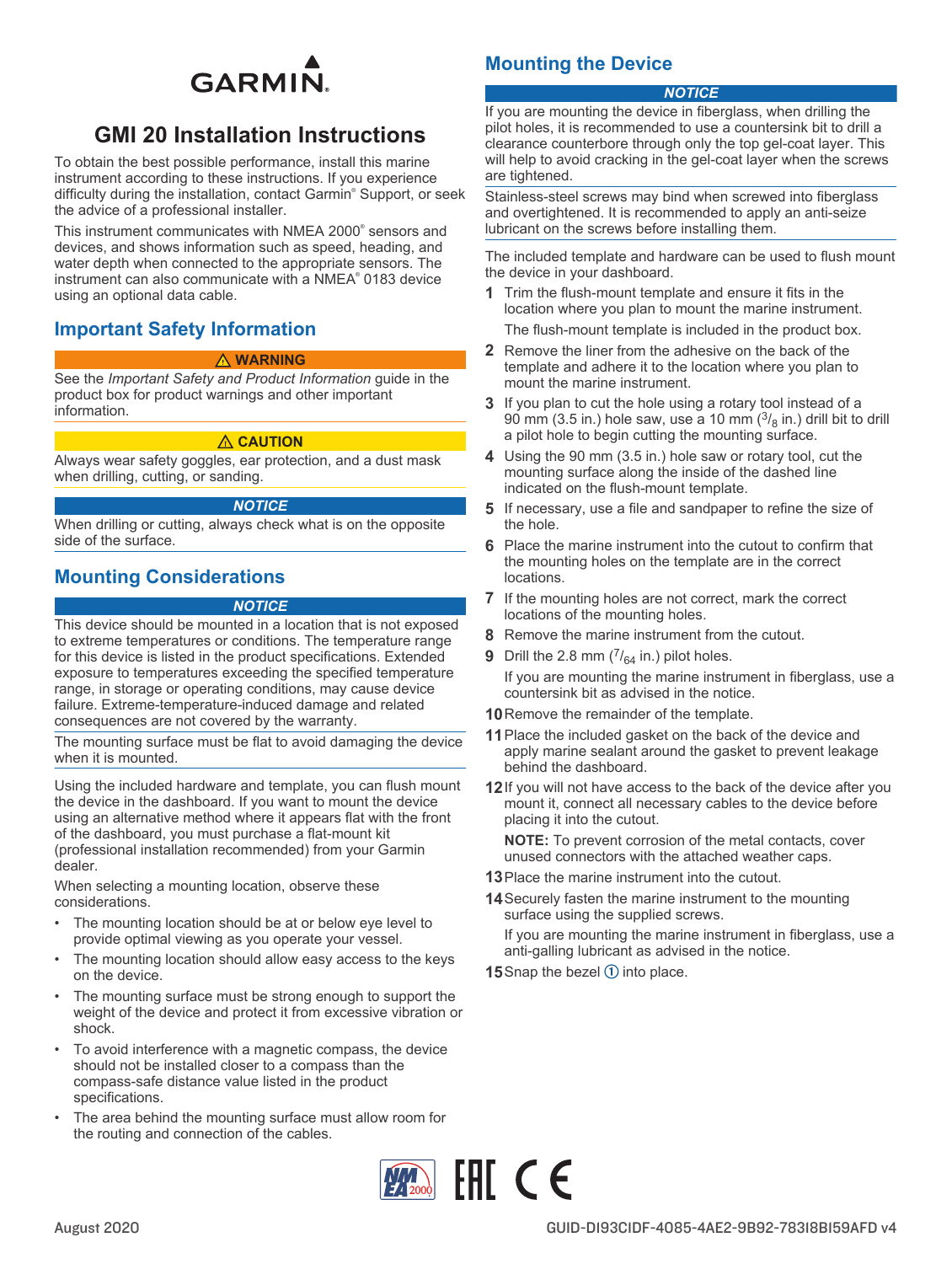GARMIN.

# GMI 20 Installation Instructions

To obtain the best possible performance, install this marine instrument according to these instructions. If you experience difficulty during the installation, contact Garmin® Support, or seek the advice of a professional installer.

This instrument communicates with NMEA 2000® sensors and devices, and shows information such as speed, heading, and water depth when connected to the appropriate sensors. The instrument can also communicate with a NMEA® 0183 device using an optional data cable.

## Important Safety Information

**⚠ WARNING**

See the *Important Safety and Product Information* guide in the product box for product warnings and other important information.

**⚠ CAUTION**

Always wear safety goggles, ear protection, and a dust mask when drilling, cutting, or sanding.

***NOTICE***

When drilling or cutting, always check what is on the opposite side of the surface.

## Mounting Considerations

***NOTICE***

This device should be mounted in a location that is not exposed to extreme temperatures or conditions. The temperature range for this device is listed in the product specifications. Extended exposure to temperatures exceeding the specified temperature range, in storage or operating conditions, may cause device failure. Extreme-temperature-induced damage and related consequences are not covered by the warranty.

The mounting surface must be flat to avoid damaging the device when it is mounted.

Using the included hardware and template, you can flush mount the device in the dashboard. If you want to mount the device using an alternative method where it appears flat with the front of the dashboard, you must purchase a flat-mount kit (professional installation recommended) from your Garmin dealer.

When selecting a mounting location, observe these considerations.

- The mounting location should be at or below eye level to provide optimal viewing as you operate your vessel.
- The mounting location should allow easy access to the keys on the device.
- The mounting surface must be strong enough to support the weight of the device and protect it from excessive vibration or shock.
- To avoid interference with a magnetic compass, the device should not be installed closer to a compass than the compass-safe distance value listed in the product specifications.
- The area behind the mounting surface must allow room for the routing and connection of the cables.

## Mounting the Device

***NOTICE***

If you are mounting the device in fiberglass, when drilling the pilot holes, it is recommended to use a countersink bit to drill a clearance counterbore through only the top gel-coat layer. This will help to avoid cracking in the gel-coat layer when the screws are tightened.

Stainless-steel screws may bind when screwed into fiberglass and overtightened. It is recommended to apply an anti-seize lubricant on the screws before installing them.

The included template and hardware can be used to flush mount the device in your dashboard.

1. Trim the flush-mount template and ensure it fits in the location where you plan to mount the marine instrument.

   The flush-mount template is included in the product box.
2. Remove the liner from the adhesive on the back of the template and adhere it to the location where you plan to mount the marine instrument.
3. If you plan to cut the hole using a rotary tool instead of a 90 mm (3.5 in.) hole saw, use a 10 mm ($^{3}/_{8}$ in.) drill bit to drill a pilot hole to begin cutting the mounting surface.
4. Using the 90 mm (3.5 in.) hole saw or rotary tool, cut the mounting surface along the inside of the dashed line indicated on the flush-mount template.
5. If necessary, use a file and sandpaper to refine the size of the hole.
6. Place the marine instrument into the cutout to confirm that the mounting holes on the template are in the correct locations.
7. If the mounting holes are not correct, mark the correct locations of the mounting holes.
8. Remove the marine instrument from the cutout.
9. Drill the 2.8 mm ($^{7}/_{64}$ in.) pilot holes.

   If you are mounting the marine instrument in fiberglass, use a countersink bit as advised in the notice.
10. Remove the remainder of the template.
11. Place the included gasket on the back of the device and apply marine sealant around the gasket to prevent leakage behind the dashboard.
12. If you will not have access to the back of the device after you mount it, connect all necessary cables to the device before placing it into the cutout.

    **NOTE:** To prevent corrosion of the metal contacts, cover unused connectors with the attached weather caps.
13. Place the marine instrument into the cutout.
14. Securely fasten the marine instrument to the mounting surface using the supplied screws.

    If you are mounting the marine instrument in fiberglass, use a anti-galling lubricant as advised in the notice.
15. Snap the bezel ① into place.

August 2020

GUID-D193C1DF-4085-4AE2-9B92-78318B159AFD v4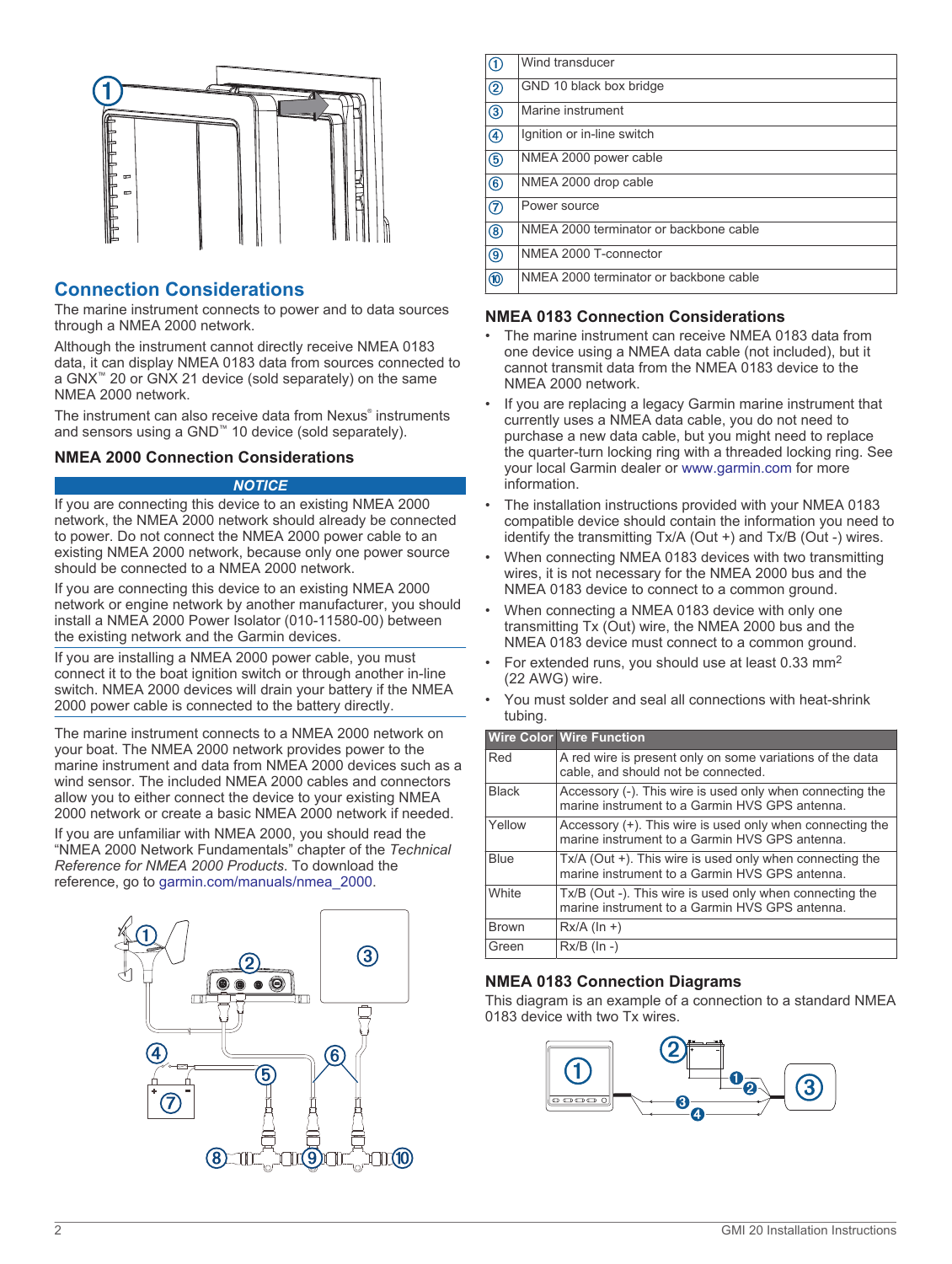## Connection Considerations

The marine instrument connects to power and to data sources through a NMEA 2000 network.

Although the instrument cannot directly receive NMEA 0183 data, it can display NMEA 0183 data from sources connected to a GNX™ 20 or GNX 21 device (sold separately) on the same NMEA 2000 network.

The instrument can also receive data from Nexus® instruments and sensors using a GND™ 10 device (sold separately).

### NMEA 2000 Connection Considerations

**NOTICE**

If you are connecting this device to an existing NMEA 2000 network, the NMEA 2000 network should already be connected to power. Do not connect the NMEA 2000 power cable to an existing NMEA 2000 network, because only one power source should be connected to a NMEA 2000 network.

If you are connecting this device to an existing NMEA 2000 network or engine network by another manufacturer, you should install a NMEA 2000 Power Isolator (010-11580-00) between the existing network and the Garmin devices.

If you are installing a NMEA 2000 power cable, you must connect it to the boat ignition switch or through another in-line switch. NMEA 2000 devices will drain your battery if the NMEA 2000 power cable is connected to the battery directly.

The marine instrument connects to a NMEA 2000 network on your boat. The NMEA 2000 network provides power to the marine instrument and data from NMEA 2000 devices such as a wind sensor. The included NMEA 2000 cables and connectors allow you to either connect the device to your existing NMEA 2000 network or create a basic NMEA 2000 network if needed.

If you are unfamiliar with NMEA 2000, you should read the "NMEA 2000 Network Fundamentals" chapter of the *Technical Reference for NMEA 2000 Products*. To download the reference, go to garmin.com/manuals/nmea_2000.

| | |
|---|---|
| ① | Wind transducer |
| ② | GND 10 black box bridge |
| ③ | Marine instrument |
| ④ | Ignition or in-line switch |
| ⑤ | NMEA 2000 power cable |
| ⑥ | NMEA 2000 drop cable |
| ⑦ | Power source |
| ⑧ | NMEA 2000 terminator or backbone cable |
| ⑨ | NMEA 2000 T-connector |
| ⑩ | NMEA 2000 terminator or backbone cable |

### NMEA 0183 Connection Considerations

- The marine instrument can receive NMEA 0183 data from one device using a NMEA data cable (not included), but it cannot transmit data from the NMEA 0183 device to the NMEA 2000 network.
- If you are replacing a legacy Garmin marine instrument that currently uses a NMEA data cable, you do not need to purchase a new data cable, but you might need to replace the quarter-turn locking ring with a threaded locking ring. See your local Garmin dealer or www.garmin.com for more information.
- The installation instructions provided with your NMEA 0183 compatible device should contain the information you need to identify the transmitting Tx/A (Out +) and Tx/B (Out -) wires.
- When connecting NMEA 0183 devices with two transmitting wires, it is not necessary for the NMEA 2000 bus and the NMEA 0183 device to connect to a common ground.
- When connecting a NMEA 0183 device with only one transmitting Tx (Out) wire, the NMEA 2000 bus and the NMEA 0183 device must connect to a common ground.
- For extended runs, you should use at least 0.33 $mm^2$ (22 AWG) wire.
- You must solder and seal all connections with heat-shrink tubing.

| Wire Color | Wire Function |
|---|---|
| Red | A red wire is present only on some variations of the data cable, and should not be connected. |
| Black | Accessory (-). This wire is used only when connecting the marine instrument to a Garmin HVS GPS antenna. |
| Yellow | Accessory (+). This wire is used only when connecting the marine instrument to a Garmin HVS GPS antenna. |
| Blue | Tx/A (Out +). This wire is used only when connecting the marine instrument to a Garmin HVS GPS antenna. |
| White | Tx/B (Out -). This wire is used only when connecting the marine instrument to a Garmin HVS GPS antenna. |
| Brown | Rx/A (In +) |
| Green | Rx/B (In -) |

### NMEA 0183 Connection Diagrams

This diagram is an example of a connection to a standard NMEA 0183 device with two Tx wires.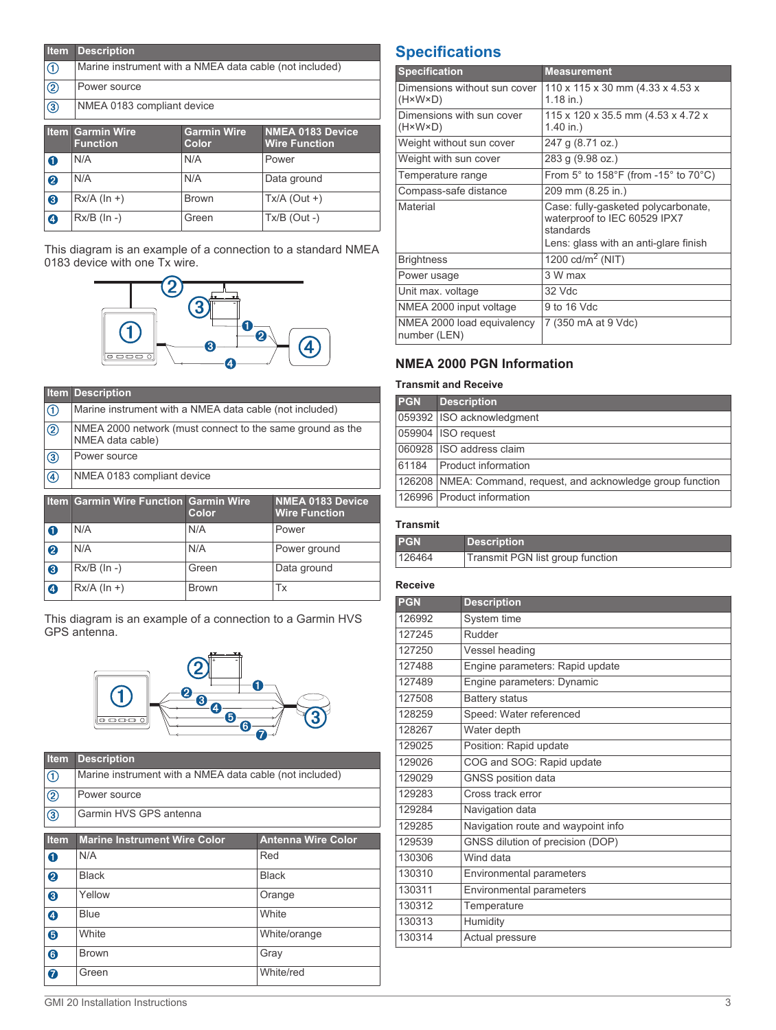| Item | Description |
|---|---|
| ① | Marine instrument with a NMEA data cable (not included) |
| ② | Power source |
| ③ | NMEA 0183 compliant device |

| Item | Garmin Wire Function | Garmin Wire Color | NMEA 0183 Device Wire Function |
|---|---|---|---|
| ❶ | N/A | N/A | Power |
| ❷ | N/A | N/A | Data ground |
| ❸ | Rx/A (In +) | Brown | Tx/A (Out +) |
| ❹ | Rx/B (In -) | Green | Tx/B (Out -) |

This diagram is an example of a connection to a standard NMEA 0183 device with one Tx wire.

| Item | Description |
|---|---|
| ① | Marine instrument with a NMEA data cable (not included) |
| ② | NMEA 2000 network (must connect to the same ground as the NMEA data cable) |
| ③ | Power source |
| ④ | NMEA 0183 compliant device |

| Item | Garmin Wire Function | Garmin Wire Color | NMEA 0183 Device Wire Function |
|---|---|---|---|
| ❶ | N/A | N/A | Power |
| ❷ | N/A | N/A | Power ground |
| ❸ | Rx/B (In -) | Green | Data ground |
| ❹ | Rx/A (In +) | Brown | Tx |

This diagram is an example of a connection to a Garmin HVS GPS antenna.

| Item | Description |
|---|---|
| ① | Marine instrument with a NMEA data cable (not included) |
| ② | Power source |
| ③ | Garmin HVS GPS antenna |

| Item | Marine Instrument Wire Color | Antenna Wire Color |
|---|---|---|
| ❶ | N/A | Red |
| ❷ | Black | Black |
| ❸ | Yellow | Orange |
| ❹ | Blue | White |
| ❺ | White | White/orange |
| ❻ | Brown | Gray |
| ❼ | Green | White/red |

## Specifications

| Specification | Measurement |
|---|---|
| Dimensions without sun cover (H×W×D) | 110 x 115 x 30 mm (4.33 x 4.53 x 1.18 in.) |
| Dimensions with sun cover (H×W×D) | 115 x 120 x 35.5 mm (4.53 x 4.72 x 1.40 in.) |
| Weight without sun cover | 247 g (8.71 oz.) |
| Weight with sun cover | 283 g (9.98 oz.) |
| Temperature range | From 5° to 158°F (from -15° to 70°C) |
| Compass-safe distance | 209 mm (8.25 in.) |
| Material | Case: fully-gasketed polycarbonate, waterproof to IEC 60529 IPX7 standards<br>Lens: glass with an anti-glare finish |
| Brightness | 1200 cd/$m^2$ (NIT) |
| Power usage | 3 W max |
| Unit max. voltage | 32 Vdc |
| NMEA 2000 input voltage | 9 to 16 Vdc |
| NMEA 2000 load equivalency number (LEN) | 7 (350 mA at 9 Vdc) |

### NMEA 2000 PGN Information

#### Transmit and Receive

| PGN | Description |
|---|---|
| 059392 | ISO acknowledgment |
| 059904 | ISO request |
| 060928 | ISO address claim |
| 61184 | Product information |
| 126208 | NMEA: Command, request, and acknowledge group function |
| 126996 | Product information |

#### Transmit

| PGN | Description |
|---|---|
| 126464 | Transmit PGN list group function |

#### Receive

| PGN | Description |
|---|---|
| 126992 | System time |
| 127245 | Rudder |
| 127250 | Vessel heading |
| 127488 | Engine parameters: Rapid update |
| 127489 | Engine parameters: Dynamic |
| 127508 | Battery status |
| 128259 | Speed: Water referenced |
| 128267 | Water depth |
| 129025 | Position: Rapid update |
| 129026 | COG and SOG: Rapid update |
| 129029 | GNSS position data |
| 129283 | Cross track error |
| 129284 | Navigation data |
| 129285 | Navigation route and waypoint info |
| 129539 | GNSS dilution of precision (DOP) |
| 130306 | Wind data |
| 130310 | Environmental parameters |
| 130311 | Environmental parameters |
| 130312 | Temperature |
| 130313 | Humidity |
| 130314 | Actual pressure |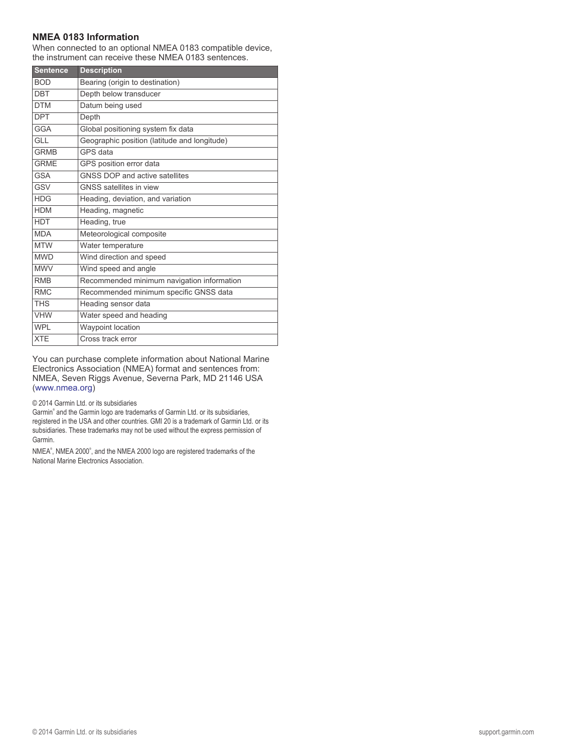## NMEA 0183 Information

When connected to an optional NMEA 0183 compatible device, the instrument can receive these NMEA 0183 sentences.

| Sentence | Description |
|---|---|
| BOD | Bearing (origin to destination) |
| DBT | Depth below transducer |
| DTM | Datum being used |
| DPT | Depth |
| GGA | Global positioning system fix data |
| GLL | Geographic position (latitude and longitude) |
| GRMB | GPS data |
| GRME | GPS position error data |
| GSA | GNSS DOP and active satellites |
| GSV | GNSS satellites in view |
| HDG | Heading, deviation, and variation |
| HDM | Heading, magnetic |
| HDT | Heading, true |
| MDA | Meteorological composite |
| MTW | Water temperature |
| MWD | Wind direction and speed |
| MWV | Wind speed and angle |
| RMB | Recommended minimum navigation information |
| RMC | Recommended minimum specific GNSS data |
| THS | Heading sensor data |
| VHW | Water speed and heading |
| WPL | Waypoint location |
| XTE | Cross track error |

You can purchase complete information about National Marine Electronics Association (NMEA) format and sentences from: NMEA, Seven Riggs Avenue, Severna Park, MD 21146 USA (www.nmea.org)

© 2014 Garmin Ltd. or its subsidiaries

Garmin® and the Garmin logo are trademarks of Garmin Ltd. or its subsidiaries, registered in the USA and other countries. GMI 20 is a trademark of Garmin Ltd. or its subsidiaries. These trademarks may not be used without the express permission of Garmin.

NMEA®, NMEA 2000®, and the NMEA 2000 logo are registered trademarks of the National Marine Electronics Association.